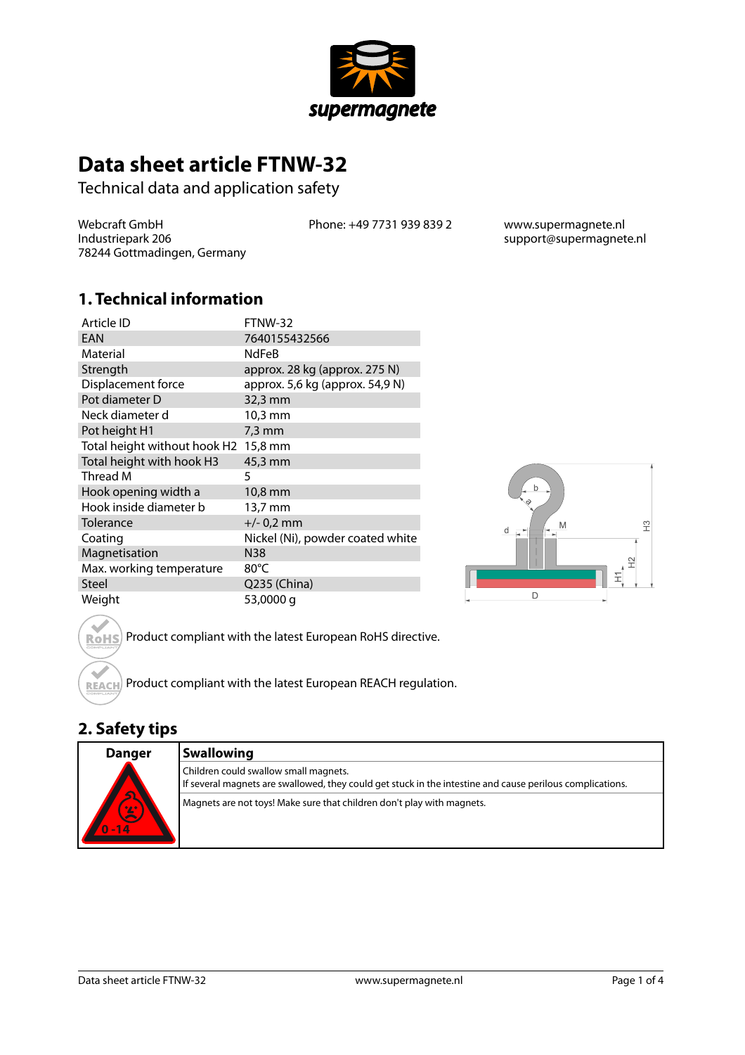supermagnete

# Data sheet article FTNW-32

Technical data and application safety

Webcraft GmbH
Industriepark 206
78244 Gottmadingen, Germany

Phone: +49 7731 939 839 2

www.supermagnete.nl
support@supermagnete.nl

## 1. Technical information

| | |
|---|---|
| Article ID | FTNW-32 |
| EAN | 7640155432566 |
| Material | NdFeB |
| Strength | approx. 28 kg (approx. 275 N) |
| Displacement force | approx. 5,6 kg (approx. 54,9 N) |
| Pot diameter D | 32,3 mm |
| Neck diameter d | 10,3 mm |
| Pot height H1 | 7,3 mm |
| Total height without hook H2 | 15,8 mm |
| Total height with hook H3 | 45,3 mm |
| Thread M | 5 |
| Hook opening width a | 10,8 mm |
| Hook inside diameter b | 13,7 mm |
| Tolerance | +/- 0,2 mm |
| Coating | Nickel (Ni), powder coated white |
| Magnetisation | N38 |
| Max. working temperature | 80°C |
| Steel | Q235 (China) |
| Weight | 53,0000 g |

Product compliant with the latest European RoHS directive.

Product compliant with the latest European REACH regulation.

## 2. Safety tips

| Danger | Swallowing |
|---|---|
| 0 - 14 | Children could swallow small magnets.<br>If several magnets are swallowed, they could get stuck in the intestine and cause perilous complications. |
| | Magnets are not toys! Make sure that children don't play with magnets. |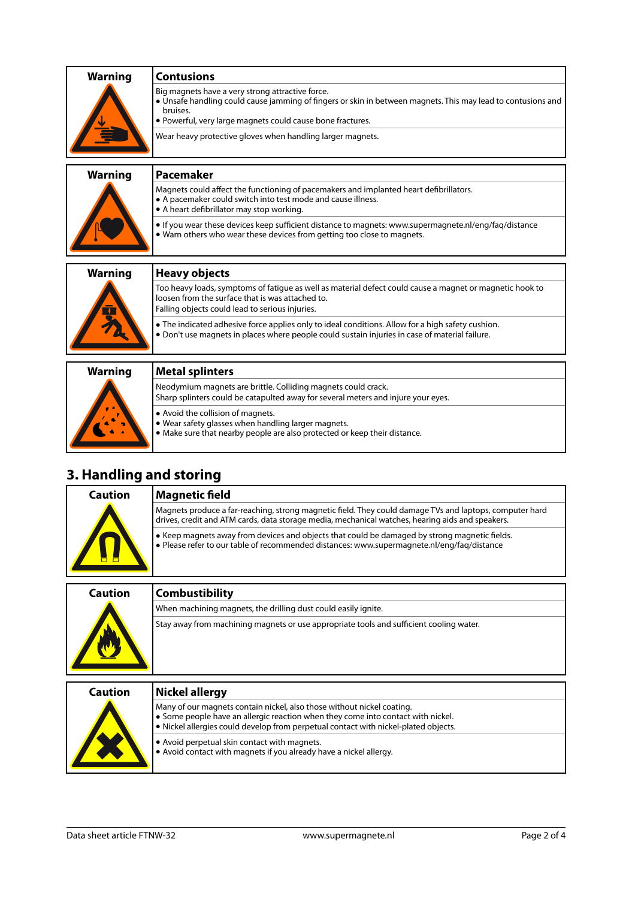| Warning | Contusions |
|---|---|
| | Big magnets have a very strong attractive force.<br>• Unsafe handling could cause jamming of fingers or skin in between magnets. This may lead to contusions and bruises.<br>• Powerful, very large magnets could cause bone fractures. |
| | Wear heavy protective gloves when handling larger magnets. |

| Warning | Pacemaker |
|---|---|
| | Magnets could affect the functioning of pacemakers and implanted heart defibrillators.<br>• A pacemaker could switch into test mode and cause illness.<br>• A heart defibrillator may stop working. |
| | • If you wear these devices keep sufficient distance to magnets: www.supermagnete.nl/eng/faq/distance<br>• Warn others who wear these devices from getting too close to magnets. |

| Warning | Heavy objects |
|---|---|
| | Too heavy loads, symptoms of fatigue as well as material defect could cause a magnet or magnetic hook to loosen from the surface that is was attached to.<br>Falling objects could lead to serious injuries. |
| | • The indicated adhesive force applies only to ideal conditions. Allow for a high safety cushion.<br>• Don't use magnets in places where people could sustain injuries in case of material failure. |

| Warning | Metal splinters |
|---|---|
| | Neodymium magnets are brittle. Colliding magnets could crack.<br>Sharp splinters could be catapulted away for several meters and injure your eyes. |
| | • Avoid the collision of magnets.<br>• Wear safety glasses when handling larger magnets.<br>• Make sure that nearby people are also protected or keep their distance. |

## 3. Handling and storing

| Caution | Magnetic field |
|---|---|
| | Magnets produce a far-reaching, strong magnetic field. They could damage TVs and laptops, computer hard drives, credit and ATM cards, data storage media, mechanical watches, hearing aids and speakers. |
| | • Keep magnets away from devices and objects that could be damaged by strong magnetic fields.<br>• Please refer to our table of recommended distances: www.supermagnete.nl/eng/faq/distance |

| Caution | Combustibility |
|---|---|
| | When machining magnets, the drilling dust could easily ignite. |
| | Stay away from machining magnets or use appropriate tools and sufficient cooling water. |

| Caution | Nickel allergy |
|---|---|
| | Many of our magnets contain nickel, also those without nickel coating.<br>• Some people have an allergic reaction when they come into contact with nickel.<br>• Nickel allergies could develop from perpetual contact with nickel-plated objects. |
| | • Avoid perpetual skin contact with magnets.<br>• Avoid contact with magnets if you already have a nickel allergy. |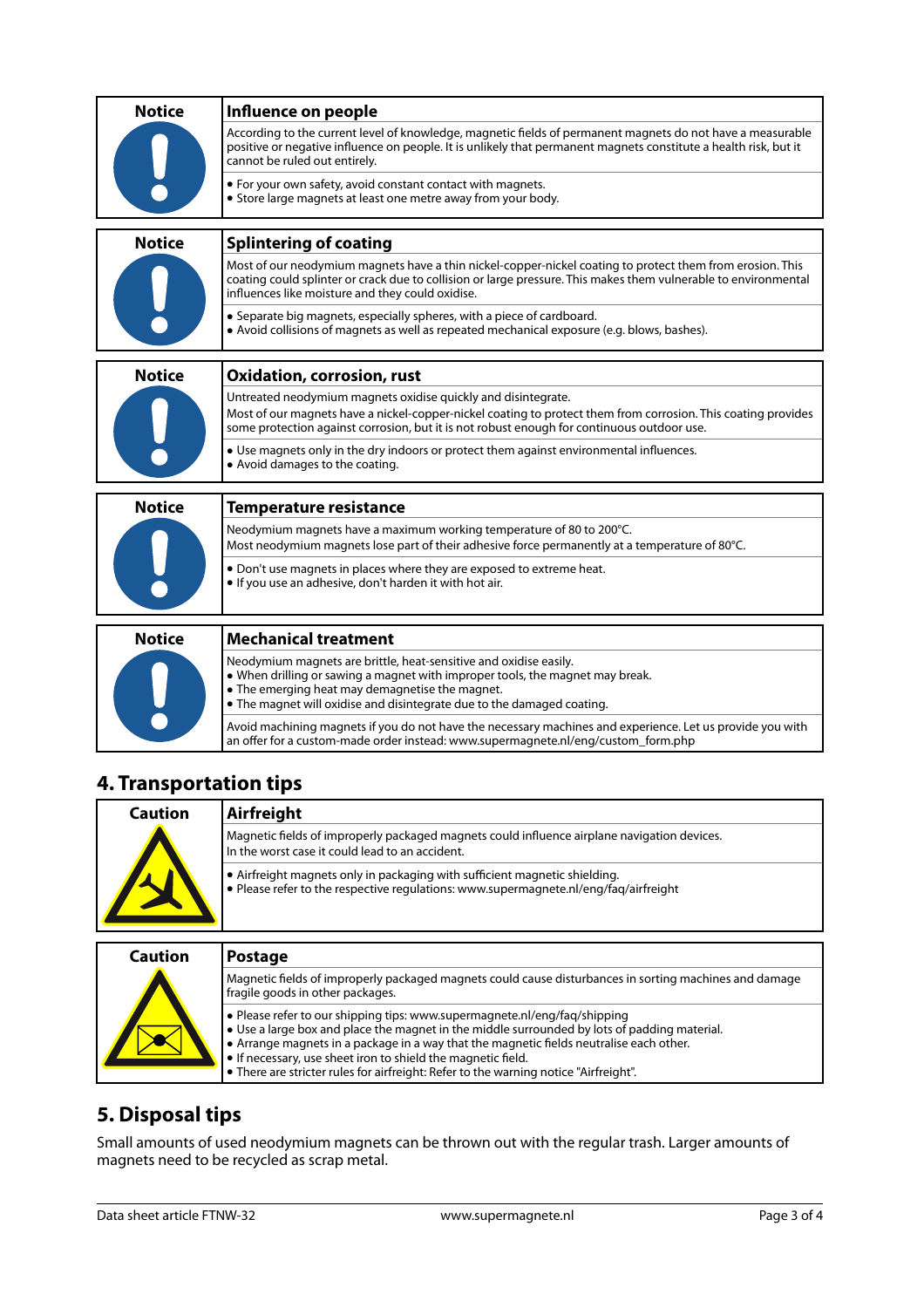| Notice | Influence on people |
|---|---|
| | According to the current level of knowledge, magnetic fields of permanent magnets do not have a measurable positive or negative influence on people. It is unlikely that permanent magnets constitute a health risk, but it cannot be ruled out entirely. |
| | • For your own safety, avoid constant contact with magnets.<br>• Store large magnets at least one metre away from your body. |

| Notice | Splintering of coating |
|---|---|
| | Most of our neodymium magnets have a thin nickel-copper-nickel coating to protect them from erosion. This coating could splinter or crack due to collision or large pressure. This makes them vulnerable to environmental influences like moisture and they could oxidise. |
| | • Separate big magnets, especially spheres, with a piece of cardboard.<br>• Avoid collisions of magnets as well as repeated mechanical exposure (e.g. blows, bashes). |

| Notice | Oxidation, corrosion, rust |
|---|---|
| | Untreated neodymium magnets oxidise quickly and disintegrate.<br>Most of our magnets have a nickel-copper-nickel coating to protect them from corrosion. This coating provides some protection against corrosion, but it is not robust enough for continuous outdoor use. |
| | • Use magnets only in the dry indoors or protect them against environmental influences.<br>• Avoid damages to the coating. |

| Notice | Temperature resistance |
|---|---|
| | Neodymium magnets have a maximum working temperature of 80 to 200°C.<br>Most neodymium magnets lose part of their adhesive force permanently at a temperature of 80°C. |
| | • Don't use magnets in places where they are exposed to extreme heat.<br>• If you use an adhesive, don't harden it with hot air. |

| Notice | Mechanical treatment |
|---|---|
| | Neodymium magnets are brittle, heat-sensitive and oxidise easily.<br>• When drilling or sawing a magnet with improper tools, the magnet may break.<br>• The emerging heat may demagnetise the magnet.<br>• The magnet will oxidise and disintegrate due to the damaged coating. |
| | Avoid machining magnets if you do not have the necessary machines and experience. Let us provide you with an offer for a custom-made order instead: www.supermagnete.nl/eng/custom_form.php |

## 4. Transportation tips

| Caution | Airfreight |
|---|---|
| | Magnetic fields of improperly packaged magnets could influence airplane navigation devices.<br>In the worst case it could lead to an accident. |
| | • Airfreight magnets only in packaging with sufficient magnetic shielding.<br>• Please refer to the respective regulations: www.supermagnete.nl/eng/faq/airfreight |

| Caution | Postage |
|---|---|
| | Magnetic fields of improperly packaged magnets could cause disturbances in sorting machines and damage fragile goods in other packages. |
| | • Please refer to our shipping tips: www.supermagnete.nl/eng/faq/shipping<br>• Use a large box and place the magnet in the middle surrounded by lots of padding material.<br>• Arrange magnets in a package in a way that the magnetic fields neutralise each other.<br>• If necessary, use sheet iron to shield the magnetic field.<br>• There are stricter rules for airfreight: Refer to the warning notice "Airfreight". |

## 5. Disposal tips

Small amounts of used neodymium magnets can be thrown out with the regular trash. Larger amounts of magnets need to be recycled as scrap metal.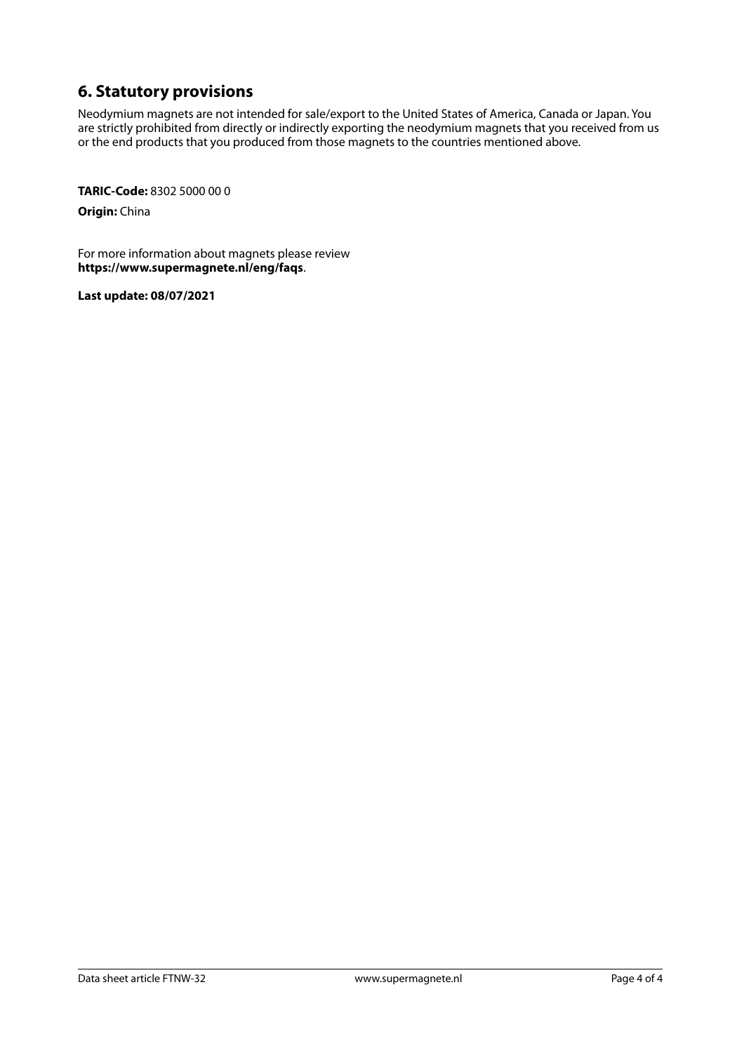## 6. Statutory provisions

Neodymium magnets are not intended for sale/export to the United States of America, Canada or Japan. You are strictly prohibited from directly or indirectly exporting the neodymium magnets that you received from us or the end products that you produced from those magnets to the countries mentioned above.

**TARIC-Code:** 8302 5000 00 0

**Origin:** China

For more information about magnets please review
**https://www.supermagnete.nl/eng/faqs**.

**Last update: 08/07/2021**